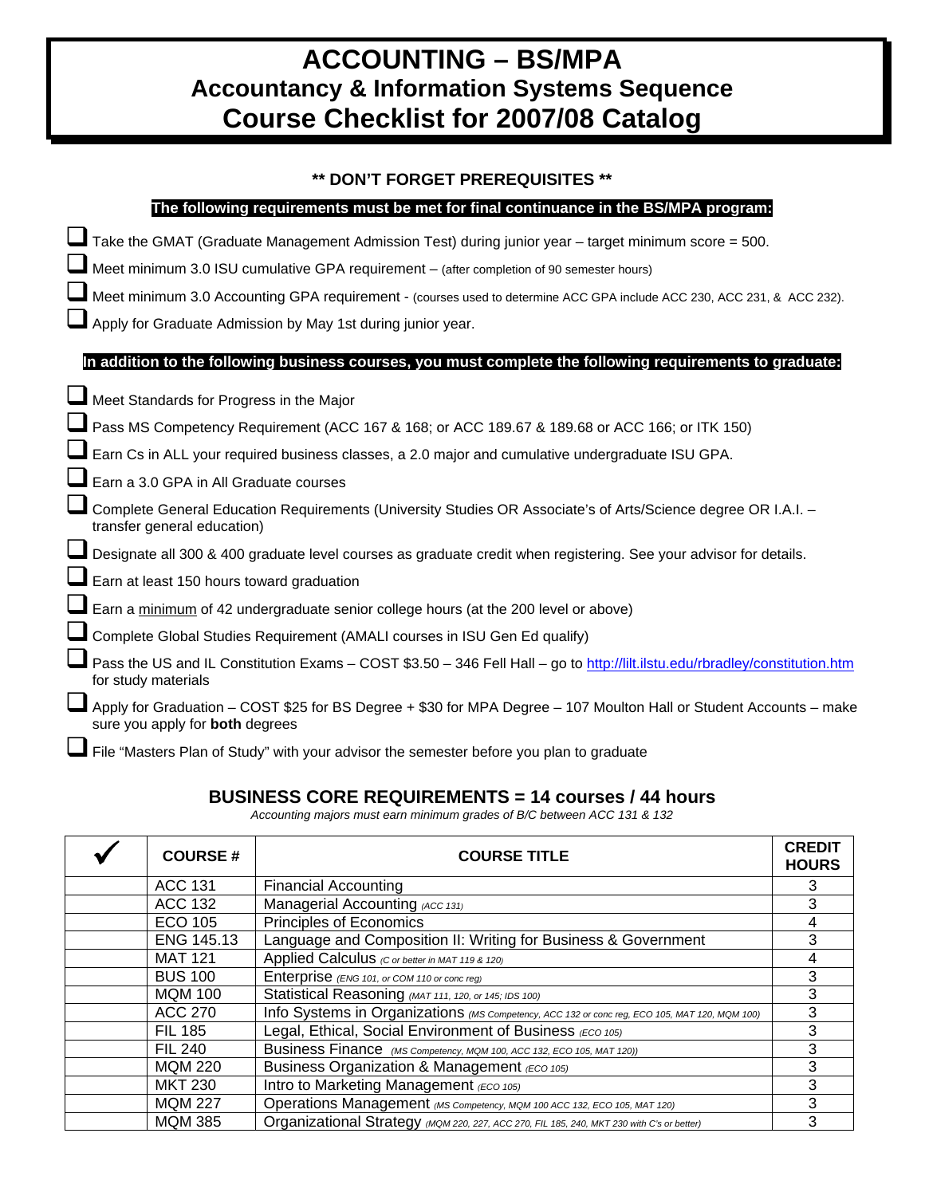# ACCOUNTING – BS/MPA
## Accountancy & Information Systems Sequence
## Course Checklist for 2007/08 Catalog

**\*\* DON'T FORGET PREREQUISITES \*\***

**The following requirements must be met for final continuance in the BS/MPA program:**

- [ ] Take the GMAT (Graduate Management Admission Test) during junior year – target minimum score = 500.
- [ ] Meet minimum 3.0 ISU cumulative GPA requirement – (after completion of 90 semester hours)
- [ ] Meet minimum 3.0 Accounting GPA requirement - (courses used to determine ACC GPA include ACC 230, ACC 231, & ACC 232).
- [ ] Apply for Graduate Admission by May 1st during junior year.

**In addition to the following business courses, you must complete the following requirements to graduate:**

- [ ] Meet Standards for Progress in the Major
- [ ] Pass MS Competency Requirement (ACC 167 & 168; or ACC 189.67 & 189.68 or ACC 166; or ITK 150)
- [ ] Earn Cs in ALL your required business classes, a 2.0 major and cumulative undergraduate ISU GPA.
- [ ] Earn a 3.0 GPA in All Graduate courses
- [ ] Complete General Education Requirements (University Studies OR Associate's of Arts/Science degree OR I.A.I. – transfer general education)
- [ ] Designate all 300 & 400 graduate level courses as graduate credit when registering. See your advisor for details.
- [ ] Earn at least 150 hours toward graduation
- [ ] Earn a minimum of 42 undergraduate senior college hours (at the 200 level or above)
- [ ] Complete Global Studies Requirement (AMALI courses in ISU Gen Ed qualify)
- [ ] Pass the US and IL Constitution Exams – COST $3.50 – 346 Fell Hall – go to http://lilt.ilstu.edu/rbradley/constitution.htm for study materials
- [ ] Apply for Graduation – COST $25 for BS Degree + $30 for MPA Degree – 107 Moulton Hall or Student Accounts – make sure you apply for **both** degrees
- [ ] File "Masters Plan of Study" with your advisor the semester before you plan to graduate

## BUSINESS CORE REQUIREMENTS = 14 courses / 44 hours

*Accounting majors must earn minimum grades of B/C between ACC 131 & 132*

| ✓ | COURSE # | COURSE TITLE | CREDIT HOURS |
|---|---|---|---|
| | ACC 131 | Financial Accounting | 3 |
| | ACC 132 | Managerial Accounting *(ACC 131)* | 3 |
| | ECO 105 | Principles of Economics | 4 |
| | ENG 145.13 | Language and Composition II: Writing for Business & Government | 3 |
| | MAT 121 | Applied Calculus *(C or better in MAT 119 & 120)* | 4 |
| | BUS 100 | Enterprise *(ENG 101, or COM 110 or conc reg)* | 3 |
| | MQM 100 | Statistical Reasoning *(MAT 111, 120, or 145; IDS 100)* | 3 |
| | ACC 270 | Info Systems in Organizations *(MS Competency, ACC 132 or conc reg, ECO 105, MAT 120, MQM 100)* | 3 |
| | FIL 185 | Legal, Ethical, Social Environment of Business *(ECO 105)* | 3 |
| | FIL 240 | Business Finance *(MS Competency, MQM 100, ACC 132, ECO 105, MAT 120))* | 3 |
| | MQM 220 | Business Organization & Management *(ECO 105)* | 3 |
| | MKT 230 | Intro to Marketing Management *(ECO 105)* | 3 |
| | MQM 227 | Operations Management *(MS Competency, MQM 100 ACC 132, ECO 105, MAT 120)* | 3 |
| | MQM 385 | Organizational Strategy *(MQM 220, 227, ACC 270, FIL 185, 240, MKT 230 with C's or better)* | 3 |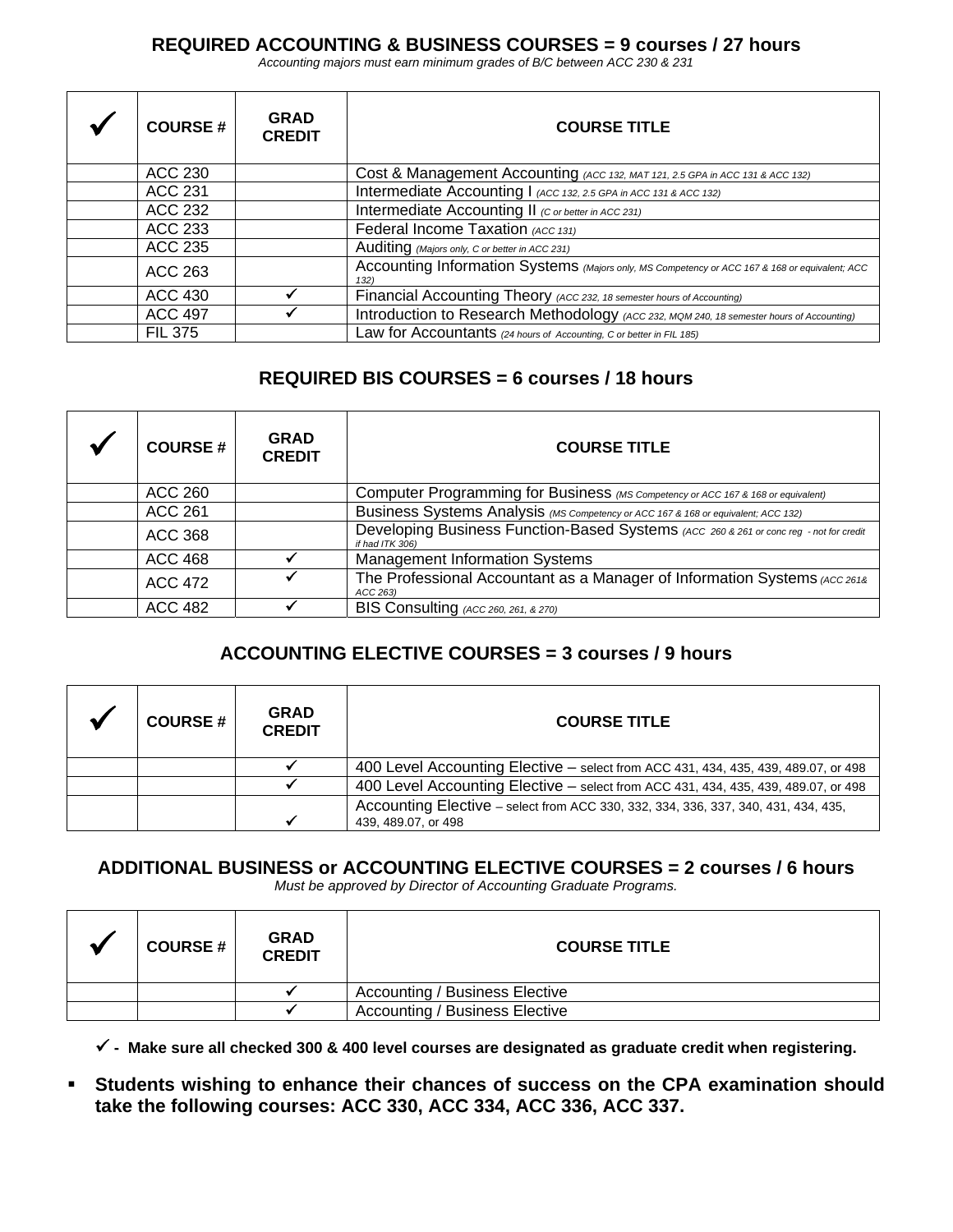## REQUIRED ACCOUNTING & BUSINESS COURSES = 9 courses / 27 hours

*Accounting majors must earn minimum grades of B/C between ACC 230 & 231*

| ✓ | COURSE # | GRAD CREDIT | COURSE TITLE |
|---|---|---|---|
| | ACC 230 | | Cost & Management Accounting *(ACC 132, MAT 121, 2.5 GPA in ACC 131 & ACC 132)* |
| | ACC 231 | | Intermediate Accounting I *(ACC 132, 2.5 GPA in ACC 131 & ACC 132)* |
| | ACC 232 | | Intermediate Accounting II *(C or better in ACC 231)* |
| | ACC 233 | | Federal Income Taxation *(ACC 131)* |
| | ACC 235 | | Auditing *(Majors only, C or better in ACC 231)* |
| | ACC 263 | | Accounting Information Systems *(Majors only, MS Competency or ACC 167 & 168 or equivalent; ACC 132)* |
| | ACC 430 | ✓ | Financial Accounting Theory *(ACC 232, 18 semester hours of Accounting)* |
| | ACC 497 | ✓ | Introduction to Research Methodology *(ACC 232, MQM 240, 18 semester hours of Accounting)* |
| | FIL 375 | | Law for Accountants *(24 hours of Accounting, C or better in FIL 185)* |

## REQUIRED BIS COURSES = 6 courses / 18 hours

| ✓ | COURSE # | GRAD CREDIT | COURSE TITLE |
|---|---|---|---|
| | ACC 260 | | Computer Programming for Business *(MS Competency or ACC 167 & 168 or equivalent)* |
| | ACC 261 | | Business Systems Analysis *(MS Competency or ACC 167 & 168 or equivalent; ACC 132)* |
| | ACC 368 | | Developing Business Function-Based Systems *(ACC 260 & 261 or conc reg - not for credit if had ITK 306)* |
| | ACC 468 | ✓ | Management Information Systems |
| | ACC 472 | ✓ | The Professional Accountant as a Manager of Information Systems *(ACC 261& ACC 263)* |
| | ACC 482 | ✓ | BIS Consulting *(ACC 260, 261, & 270)* |

## ACCOUNTING ELECTIVE COURSES = 3 courses / 9 hours

| ✓ | COURSE # | GRAD CREDIT | COURSE TITLE |
|---|---|---|---|
| | | ✓ | 400 Level Accounting Elective – select from ACC 431, 434, 435, 439, 489.07, or 498 |
| | | ✓ | 400 Level Accounting Elective – select from ACC 431, 434, 435, 439, 489.07, or 498 |
| | | ✓ | Accounting Elective – select from ACC 330, 332, 334, 336, 337, 340, 431, 434, 435, 439, 489.07, or 498 |

## ADDITIONAL BUSINESS or ACCOUNTING ELECTIVE COURSES = 2 courses / 6 hours

*Must be approved by Director of Accounting Graduate Programs.*

| ✓ | COURSE # | GRAD CREDIT | COURSE TITLE |
|---|---|---|---|
| | | ✓ | Accounting / Business Elective |
| | | ✓ | Accounting / Business Elective |

✓ **- Make sure all checked 300 & 400 level courses are designated as graduate credit when registering.**

- **Students wishing to enhance their chances of success on the CPA examination should take the following courses: ACC 330, ACC 334, ACC 336, ACC 337.**